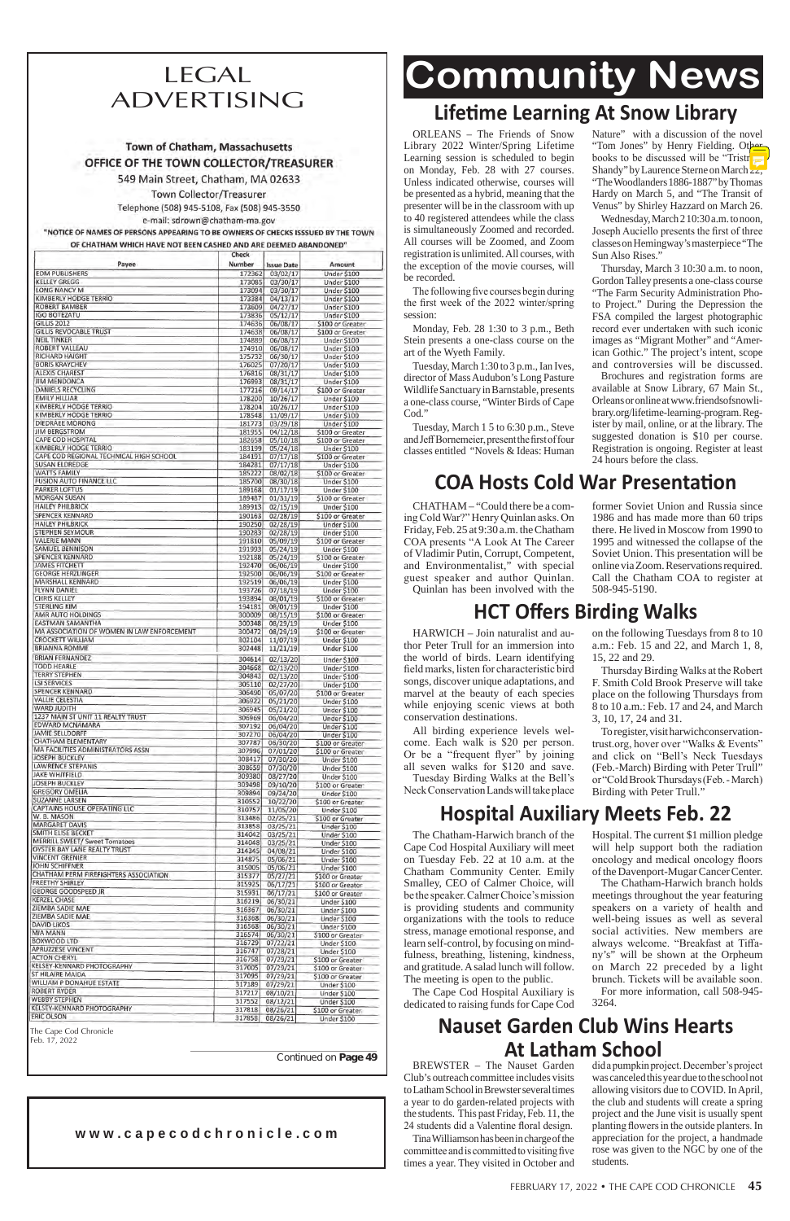# LEGAL ADVERTISING

**Town of Chatham, Massachusetts**
**OFFICE OF THE TOWN COLLECTOR/TREASURER**
549 Main Street, Chatham, MA 02633
Town Collector/Treasurer
Telephone (508) 945-5108, Fax (508) 945-3550
e-mail: sdrown@chatham-ma.gov

**"NOTICE OF NAMES OF PERSONS APPEARING TO BE OWNERS OF CHECKS ISSSUED BY THE TOWN OF CHATHAM WHICH HAVE NOT BEEN CASHED AND ARE DEEMED ABANDONED"**

| Payee | Check Number | Issue Date | Amount |
|---|---|---|---|
| EDM PUBLISHERS | 172362 | 03/02/17 | Under $100 |
| KELLEY GREGG | 173085 | 03/30/17 | Under $100 |
| LONG NANCY M | 173094 | 03/30/17 | Under $100 |
| KIMBERLY HODGE TERRIO | 173384 | 04/13/17 | Under $100 |
| ROBERT BAMBER | 173609 | 04/27/17 | Under $100 |
| IGO BOTEZATU | 173836 | 05/12/17 | Under $100 |
| GILLIS 2012 | 174636 | 06/08/17 | $100 or Greater |
| GILLIS REVOCABLE TRUST | 174638 | 06/08/17 | $100 or Greater |
| NEIL TINKER | 174889 | 06/08/17 | Under $100 |
| ROBERT VALLEAU | 174910 | 06/08/17 | Under $100 |
| RICHARD HAIGHT | 175732 | 06/30/17 | Under $100 |
| BORIS KRAYCHEV | 176025 | 07/20/17 | Under $100 |
| ALEXIS CHAREST | 176816 | 08/31/17 | Under $100 |
| JIM MENDONCA | 176993 | 08/31/17 | Under $100 |
| DANIELS RECYCLING | 177216 | 09/14/17 | $100 or Greater |
| EMILY HILLIAR | 178200 | 10/26/17 | Under $100 |
| KIMBERLY HODGE TERRIO | 178204 | 10/26/17 | Under $100 |
| KIMBERLY HODGE TERRIO | 178548 | 11/09/17 | Under $100 |
| DIEDRAEE MORONG | 181773 | 03/29/18 | Under $100 |
| JIM BERGSTROM | 181955 | 04/12/18 | $100 or Greater |
| CAPE COD HOSPITAL | 182658 | 05/10/18 | $100 or Greater |
| KIMBERLY HODGE TERRIO | 183199 | 05/24/18 | Under $100 |
| CAPE COD REGIONAL TECHNICAL HIGH SCHOOL | 184191 | 07/17/18 | $100 or Greater |
| SUSAN ELDREDGE | 184281 | 07/17/18 | Under $100 |
| WATTS FAMILY | 185222 | 08/02/18 | $100 or Greater |
| FUSION AUTO FINANCE LLC | 185700 | 08/30/18 | Under $100 |
| PARKER LOFTUS | 189168 | 01/17/19 | Under $100 |
| MORGAN SUSAN | 189487 | 01/31/19 | $100 or Greater |
| HAILEY PHILBRICK | 189913 | 02/15/19 | Under $100 |
| SPENCER KENNARD | 190163 | 02/28/19 | $100 or Greater |
| HAILEY PHILBRICK | 190250 | 02/28/19 | Under $100 |
| STEPHEN SEYMOUR | 190283 | 02/28/19 | Under $100 |
| VALERIE MANN | 191810 | 05/09/19 | $100 or Greater |
| SAMUEL BENNISON | 191993 | 05/24/19 | Under $100 |
| SPENCER KENNARD | 192188 | 05/24/19 | $100 or Greater |
| JAMES FITCHETT | 192470 | 06/06/19 | Under $100 |
| GEORGE HERZLINGER | 192500 | 06/06/19 | $100 or Greater |
| MARSHALL KENNARD | 192519 | 06/06/19 | Under $100 |
| FLYNN DANIEL | 193726 | 07/18/19 | Under $100 |
| CHRIS KELLEY | 193894 | 08/01/19 | $100 or Greater |
| STERLING KIM | 194181 | 08/01/19 | Under $100 |
| AMR AUTO HOLDINGS | 300009 | 08/15/19 | $100 or Greater |
| EASTMAN SAMANTHA | 300348 | 08/29/19 | Under $100 |
| MA ASSOCIATION OF WOMEN IN LAW ENFORCEMENT | 300472 | 08/29/19 | $100 or Greater |
| CROCKETT WILLIAM | 302104 | 11/07/19 | Under $100 |
| BRIANNA ROMME | 302448 | 11/21/19 | Under $100 |
| BRIAN FERNANDEZ | 304614 | 02/13/20 | Under $100 |
| TODD HEARLE | 304668 | 02/13/20 | Under $100 |
| TERRY STEPHEN | 304843 | 02/13/20 | Under $100 |
| LSI SERVICES | 305110 | 02/27/20 | Under $100 |
| SPENCER KENNARD | 306490 | 05/07/20 | $100 or Greater |
| VALLIE CELESTIA | 306922 | 05/21/20 | Under $100 |
| WARD JUDITH | 306945 | 05/21/20 | Under $100 |
| 1237 MAIN ST UNIT 11 REALTY TRUST | 306969 | 06/04/20 | Under $100 |
| EDWARD MCNAMARA | 307192 | 06/04/20 | Under $100 |
| JAMIE SELLDORFF | 307270 | 06/04/20 | Under $100 |
| CHATHAM ELEMENTARY | 307787 | 06/30/20 | $100 or Greater |
| MA FACILITIES ADMINISTRATORS ASSN | 307996 | 07/01/20 | $100 or Greater |
| JOSEPH BUCKLEY | 308417 | 07/30/20 | Under $100 |
| LAWRENCE STEPANIS | 308659 | 07/30/20 | Under $100 |
| JAKE WHITFIELD | 309380 | 08/27/20 | Under $100 |
| JOSEPH BUCKLEY | 309498 | 09/10/20 | $100 or Greater |
| GREGORY OMELIA | 309894 | 09/24/20 | Under $100 |
| SUZANNE LARSEN | 310552 | 10/22/20 | $100 or Greater |
| CAPTAINS HOUSE OPERATING LLC | 310757 | 11/05/20 | Under $100 |
| W. B. MASON | 313486 | 02/25/21 | $100 or Greater |
| MARGARET DAVIS | 313858 | 03/25/21 | Under $100 |
| SMITH ELISE BECKET | 314042 | 03/25/21 | Under $100 |
| MERRILL SWEET/ Sweet Tomatoes | 314048 | 03/25/21 | Under $100 |
| OYSTER BAY LANE REALTY TRUST | 314345 | 04/08/21 | Under $100 |
| VINCENT GRENIER | 314875 | 05/06/21 | Under $100 |
| JOHN SCHIFFNER | 315005 | 05/06/21 | Under $100 |
| CHATHAM PERM FIREFIGHTERS ASSOCIATION | 315377 | 05/27/21 | $100 or Greater |
| FREETHY SHIRLEY | 315925 | 06/17/21 | $100 or Greater |
| GEORGE GOODSPEED JR | 315931 | 06/17/21 | $100 or Greater |
| KENZEL CHASE | 316219 | 06/30/21 | Under $100 |
| ZIEMBA SADIE MAE | 316367 | 06/30/21 | Under $100 |
| ZIEMBA SADIE MAE | 316368 | 06/30/21 | Under $100 |
| DAVID LIKOS | 316568 | 06/30/21 | Under $100 |
| MIA MANN | 316574 | 06/30/21 | $100 or Greater |
| BOXWOOD LTD | 316729 | 07/22/21 | Under $100 |
| APRUZZESE VINCENT | 316747 | 07/28/21 | Under $100 |
| ACTON CHERYL | 316758 | 07/29/21 | $100 or Greater |
| KELSEY-KENNARD PHOTOGRAPHY | 317005 | 07/29/21 | $100 or Greater |
| ST HILAIRE MAIDA | 317095 | 07/29/21 | $100 or Greater |
| WILLIAM P DONAHUE ESTATE | 317189 | 07/29/21 | Under $100 |
| ROBERT RYDER | 317217 | 08/10/21 | Under $100 |
| WEBBY STEPHEN | 317552 | 08/12/21 | Under $100 |
| KELSEY-KENNARD PHOTOGRAPHY | 317818 | 08/26/21 | $100 or Greater |
| ERIC OLSON | 317858 | 08/26/21 | Under $100 |

The Cape Cod Chronicle
Feb. 17, 2022

Continued on **Page 49**

**www.capecodchronicle.com**

# Community News

## Lifetime Learning At Snow Library

ORLEANS – The Friends of Snow Library 2022 Winter/Spring Lifetime Learning session is scheduled to begin on Monday, Feb. 28 with 27 courses. Unless indicated otherwise, courses will be presented as a hybrid, meaning that the presenter will be in the classroom with up to 40 registered attendees while the class is simultaneously Zoomed and recorded. All courses will be Zoomed, and Zoom registration is unlimited. All courses, with the exception of the movie courses, will be recorded.

The following five courses begin during the first week of the 2022 winter/spring session:

Monday, Feb. 28 1:30 to 3 p.m., Beth Stein presents a one-class course on the art of the Wyeth Family.

Tuesday, March 1 10:30 to 3 p.m., Ian Ives, director of Mass Audubon's Long Pasture Wildlife Sanctuary in Barnstable, presents a one-class course, "Winter Birds of Cape Cod."

Tuesday, March 1 5 to 6:30 p.m., Steve and Jeff Bornemeier, present the first of four classes entitled "Novels & Ideas: Human Nature" with a discussion of the novel "Tom Jones" by Henry Fielding. Other books to be discussed will be "Tristram Shandy" by Laurence Sterne on March 22, "The Woodlanders 1886-1887" by Thomas Hardy on March 5, and "The Transit of Venus" by Shirley Hazzard on March 26.

Wednesday, March 2 10:30 a.m. to noon, Joseph Auciello presents the first of three classes on Hemingway's masterpiece "The Sun Also Rises."

Thursday, March 3 10:30 a.m. to noon, Gordon Talley presents a one-class course "The Farm Security Administration Photo Project." During the Depression the FSA compiled the largest photographic record ever undertaken with such iconic images as "Migrant Mother" and "American Gothic." The project's intent, scope and controversies will be discussed.

Brochures and registration forms are available at Snow Library, 67 Main St., Orleans or online at www.friendsofsnowlibrary.org/lifetime-learning-program. Register by mail, online, or at the library. The suggested donation is $10 per course. Registration is ongoing. Register at least 24 hours before the class.

## COA Hosts Cold War Presentation

CHATHAM – "Could there be a coming Cold War?" Henry Quinlan asks. On Friday, Feb. 25 at 9:30 a.m. the Chatham COA presents "A Look At The Career of Vladimir Putin, Corrupt, Competent, and Environmentalist," with special guest speaker and author Quinlan.

Quinlan has been involved with the former Soviet Union and Russia since 1986 and has made more than 60 trips there. He lived in Moscow from 1990 to 1995 and witnessed the collapse of the Soviet Union. This presentation will be online via Zoom. Reservations required. Call the Chatham COA to register at 508-945-5190.

## HCT Offers Birding Walks

HARWICH – Join naturalist and author Peter Trull for an immersion into the world of birds. Learn identifying field marks, listen for characteristic bird songs, discover unique adaptations, and marvel at the beauty of each species while enjoying scenic views at both conservation destinations.

All birding experience levels welcome. Each walk is $20 per person. Or be a "frequent flyer" by joining all seven walks for $120 and save.

Tuesday Birding Walks at the Bell's Neck Conservation Lands will take place on the following Tuesdays from 8 to 10 a.m.: Feb. 15 and 22, and March 1, 8, 15, 22 and 29.

Thursday Birding Walks at the Robert F. Smith Cold Brook Preserve will take place on the following Thursdays from 8 to 10 a.m.: Feb. 17 and 24, and March 3, 10, 17, 24 and 31.

To register, visit harwichconservationtrust.org, hover over "Walks & Events" and click on "Bell's Neck Tuesdays (Feb.-March) Birding with Peter Trull" or "Cold Brook Thursdays (Feb. - March) Birding with Peter Trull."

## Hospital Auxiliary Meets Feb. 22

The Chatham-Harwich branch of the Cape Cod Hospital Auxiliary will meet on Tuesday Feb. 22 at 10 a.m. at the Chatham Community Center. Emily Smalley, CEO of Calmer Choice, will be the speaker. Calmer Choice's mission is providing students and community organizations with the tools to reduce stress, manage emotional response, and learn self-control, by focusing on mindfulness, breathing, listening, kindness, and gratitude. A salad lunch will follow. The meeting is open to the public.

The Cape Cod Hospital Auxiliary is dedicated to raising funds for Cape Cod Hospital. The current $1 million pledge will help support both the radiation oncology and medical oncology floors of the Davenport-Mugar Cancer Center.

The Chatham-Harwich branch holds meetings throughout the year featuring speakers on a variety of health and well-being issues as well as several social activities. New members are always welcome. "Breakfast at Tiffany's" will be shown at the Orpheum on March 22 preceded by a light brunch. Tickets will be available soon.

For more information, call 508-945-3264.

## Nauset Garden Club Wins Hearts At Latham School

BREWSTER – The Nauset Garden Club's outreach committee includes visits to Latham School in Brewster several times a year to do garden-related projects with the students. This past Friday, Feb. 11, the 24 students did a Valentine floral design.

Tina Williamson has been in charge of the committee and is committed to visiting five times a year. They visited in October and did a pumpkin project. December's project was canceled this year due to the school not allowing visitors due to COVID. In April, the club and students will create a spring project and the June visit is usually spent planting flowers in the outside planters. In appreciation for the project, a handmade rose was given to the NGC by one of the students.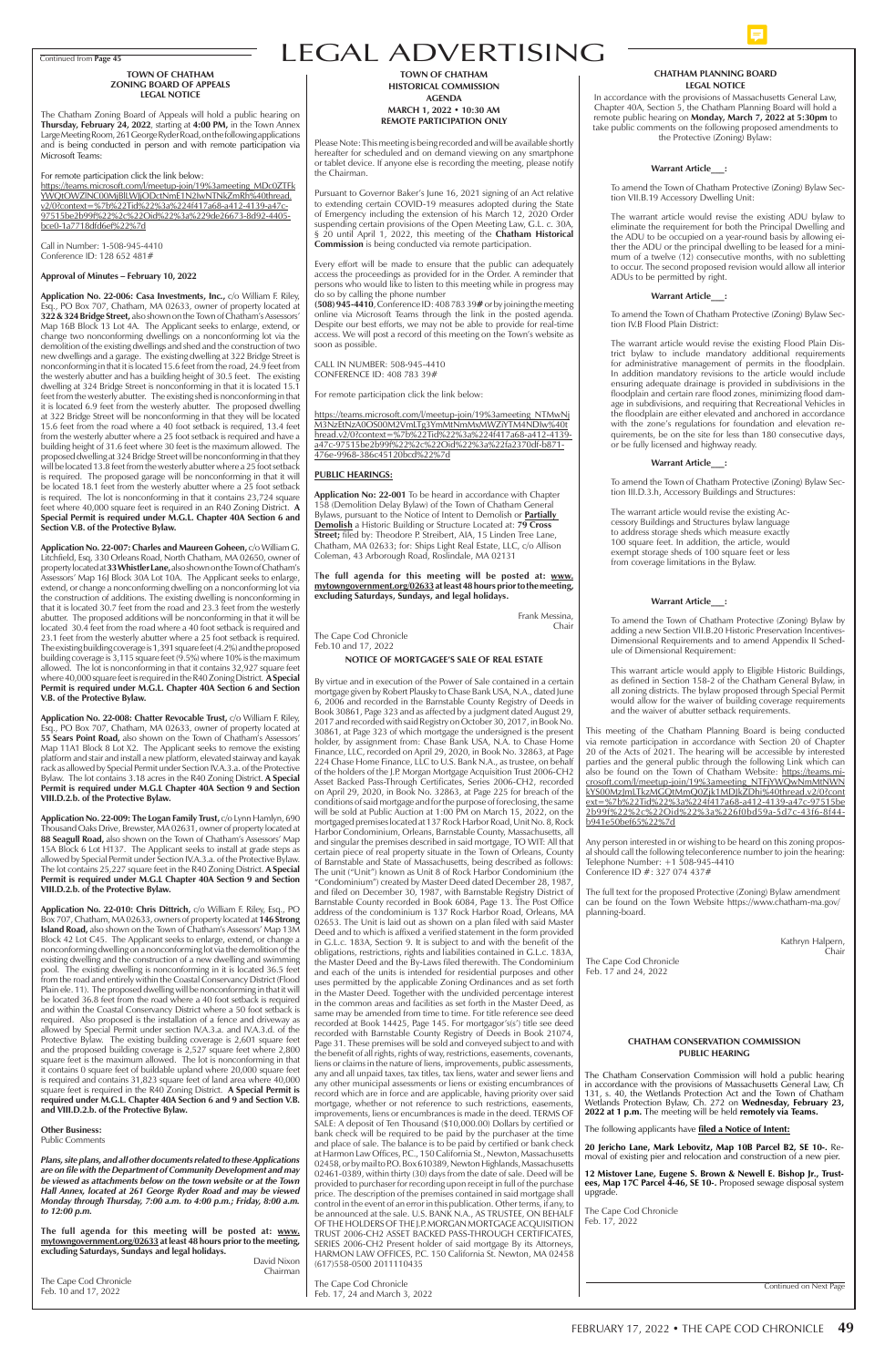Continued from Page 45

# LEGAL ADVERTISING

### TOWN OF CHATHAM ZONING BOARD OF APPEALS LEGAL NOTICE

The Chatham Zoning Board of Appeals will hold a public hearing on **Thursday, February 24, 2022**, starting at **4:00 PM,** in the Town Annex Large Meeting Room, 261 George Ryder Road, on the following applications and is being conducted in person and with remote participation via Microsoft Teams:

For remote participation click the link below:

https://teams.microsoft.com/l/meetup-join/19%3ameeting_MDc0ZTFkYWQtOWZlNC00MjBlLWJjODctNmE1N2IwNTNkZmRh%40thread.v2/0?context=%7b%22Tid%22%3a%224f417a68-a412-4139-a47c-97515be2b99f%22%2c%22Oid%22%3a%229de26673-8d92-4405-bce0-1a7718dfd6ef%22%7d

Call in Number: 1-508-945-4410
Conference ID: 128 652 481#

**Approval of Minutes – February 10, 2022**

**Application No. 22-006: Casa Investments, Inc.,** c/o William F. Riley, Esq., PO Box 707, Chatham, MA 02633, owner of property located at **322 & 324 Bridge Street,** also shown on the Town of Chatham's Assessors' Map 16B Block 13 Lot 4A. The Applicant seeks to enlarge, extend, or change two nonconforming dwellings on a nonconforming lot via the demolition of the existing dwellings and shed and the construction of two new dwellings and a garage. The existing dwelling at 322 Bridge Street is nonconforming in that it is located 15.6 feet from the road, 24.9 feet from the westerly abutter and has a building height of 30.5 feet. The existing dwelling at 324 Bridge Street is nonconforming in that it is located 15.1 feet from the westerly abutter. The existing shed is nonconforming in that it is located 6.9 feet from the westerly abutter. The proposed dwelling at 322 Bridge Street will be nonconforming in that they will be located 15.6 feet from the road where a 40 foot setback is required, 13.4 feet from the westerly abutter where a 25 foot setback is required and have a building height of 31.6 feet where 30 feet is the maximum allowed. The proposed dwelling at 324 Bridge Street will be nonconforming in that they will be located 13.8 feet from the westerly abutter where a 25 foot setback is required. The proposed garage will be nonconforming in that it will be located 18.1 feet from the westerly abutter where a 25 foot setback is required. The lot is nonconforming in that it contains 23,724 square feet where 40,000 square feet is required in an R40 Zoning District. **A Special Permit is required under M.G.L. Chapter 40A Section 6 and Section V.B. of the Protective Bylaw.**

**Application No. 22-007: Charles and Maureen Goheen,** c/o William G. Litchfield, Esq. 330 Orleans Road, North Chatham, MA 02650, owner of property located at **33 Whistler Lane,** also shown on the Town of Chatham's Assessors' Map 16J Block 30A Lot 10A. The Applicant seeks to enlarge, extend, or change a nonconforming dwelling on a nonconforming lot via the construction of additions. The existing dwelling is nonconforming in that it is located 30.7 feet from the road and 23.3 feet from the westerly abutter. The proposed additions will be nonconforming in that it will be located 30.4 feet from the road where a 40 foot setback is required and 23.1 feet from the westerly abutter where a 25 foot setback is required. The existing building coverage is 1,391 square feet (4.2%) and the proposed building coverage is 3,115 square feet (9.5%) where 10% is the maximum allowed. The lot is nonconforming in that it contains 32,927 square feet where 40,000 square feet is required in the R40 Zoning District. **A Special Permit is required under M.G.L. Chapter 40A Section 6 and Section V.B. of the Protective Bylaw.**

**Application No. 22-008: Chatter Revocable Trust,** c/o William F. Riley, Esq., PO Box 707, Chatham, MA 02633, owner of property located at **55 Sears Point Road,** also shown on the Town of Chatham's Assessors' Map 11A1 Block 8 Lot X2. The Applicant seeks to remove the existing platform and stair and install a new platform, elevated stairway and kayak rack as allowed by Special Permit under Section IV.A.3.a. of the Protective Bylaw. The lot contains 3.18 acres in the R40 Zoning District. **A Special Permit is required under M.G.L Chapter 40A Section 9 and Section VIII.D.2.b. of the Protective Bylaw.**

**Application No. 22-009: The Logan Family Trust,** c/o Lynn Hamlyn, 690 Thousand Oaks Drive, Brewster, MA 02631, owner of property located at **88 Seagull Road,** also shown on the Town of Chatham's Assessors' Map 15A Block 6 Lot H137. The Applicant seeks to install at grade steps as allowed by Special Permit under Section IV.A.3.a. of the Protective Bylaw. The lot contains 25,227 square feet in the R40 Zoning District. **A Special Permit is required under M.G.L Chapter 40A Section 9 and Section VIII.D.2.b. of the Protective Bylaw.**

**Application No. 22-010: Chris Dittrich,** c/o William F. Riley Esq., PO Box 707, Chatham, MA 02633, owners of property located at **146 Strong Island Road,** also shown on the Town of Chatham's Assessors' Map 13M Block 42 Lot C45. The Applicant seeks to enlarge, extend, or change a nonconforming dwelling on a nonconforming lot via the demolition of the existing dwelling and the construction of a new dwelling and swimming pool. The existing dwelling is nonconforming in that it is located 36.5 feet from the road and entirely within the Coastal Conservancy District (Flood Plain ele. 11). The proposed dwelling will be nonconforming in that it will be located 36.8 feet from the road where a 40 foot setback is required and within the Coastal Conservancy District where a 50 foot setback is required. Also proposed is the installation of a fence and driveway as allowed by Special Permit under Section IV.A.3.a. and IV.A.3.d. of the Protective Bylaw. The existing building coverage is 2,601 square feet and the proposed building coverage is 2,527 square feet where 2,800 square feet is the maximum allowed. The lot is nonconforming in that it contains 0 square feet of buildable upland where 20,000 square feet is required and contains 31,823 square feet of land area where 40,000 square feet is required in the R40 Zoning District. **A Special Permit is required under M.G.L. Chapter 40A Section 6 and 9 and Section V.B. and VIII.D.2.b. of the Protective Bylaw.**

**Other Business:**
Public Comments

***Plans, site plans, and all other documents related to these Applications are on file with the Department of Community Development and may be viewed as attachments below on the town website or at the Town Hall Annex, located at 261 George Ryder Road and may be viewed Monday through Thursday, 7:00 a.m. to 4:00 p.m.; Friday, 8:00 a.m. to 12:00 p.m.***

**The full agenda for this meeting will be posted at: www.mytowngovernment.org/02633 at least 48 hours prior to the meeting, excluding Saturdays, Sundays and legal holidays.**

David Nixon
Chairman

The Cape Cod Chronicle
Feb. 10 and 17, 2022

### TOWN OF CHATHAM HISTORICAL COMMISSION AGENDA MARCH 1, 2022 • 10:30 AM REMOTE PARTICIPATION ONLY

Please Note: This meeting is being recorded and will be available shortly hereafter for scheduled and on demand viewing on any smartphone or tablet device. If anyone else is recording the meeting, please notify the Chairman.

Pursuant to Governor Baker's June 16, 2021 signing of an Act relative to extending certain COVID-19 measures adopted during the State of Emergency including the extension of his March 12, 2020 Order suspending certain provisions of the Open Meeting Law, G.L. c. 30A, § 20 until April 1, 2022, this meeting of the **Chatham Historical Commission** is being conducted via remote participation.

Every effort will be made to ensure that the public can adequately access the proceedings as provided for in the Order. A reminder that persons who would like to listen to this meeting while in progress may do so by calling the phone number **(508) 945-4410**, Conference ID: 408 783 39# or by joining the meeting online via Microsoft Teams through the link in the posted agenda. Despite our best efforts, we may not be able to provide for real-time access. We will post a record of this meeting on the Town's website as soon as possible.

CALL IN NUMBER: 508-945-4410
CONFERENCE ID: 408 783 39#

For remote participation click the link below:

https://teams.microsoft.com/l/meetup-join/19%3ameeting_NTMwNjM3NzEtNzA0OS00M2VmLTg3YmMtNmMxMWZiYTM4NDIw%40thread.v2/0?context=%7b%22Tid%22%3a%224f417a68-a412-4139-a47c-97515be2b99f%22%2c%22Oid%22%3a%22fa2370df-b871-476e-9968-386c45120bcd%22%7d

**PUBLIC HEARINGS:**

**Application No: 22-001** To be heard in accordance with Chapter 158 (Demolition Delay Bylaw) of the Town of Chatham General Bylaws, pursuant to the Notice of Intent to Demolish or **Partially Demolish** a Historic Building or Structure Located at: **79 Cross Street;** filed by: Theodore P. Streibert, AIA, 15 Linden Tree Lane, Chatham, MA 02633; for: Ships Light Real Estate, LLC, c/o Allison Coleman, 43 Arborough Road, Roslindale, MA 02131

T**he full agenda for this meeting will be posted at: www.mytowngovernment.org/02633 at least 48 hours prior to the meeting, excluding Saturdays, Sundays, and legal holidays.**

Frank Messina,
Chair

The Cape Cod Chronicle
Feb.10 and 17, 2022

### NOTICE OF MORTGAGEE'S SALE OF REAL ESTATE

By virtue and in execution of the Power of Sale contained in a certain mortgage given by Robert Plausky to Chase Bank USA, N.A., dated June 6, 2006 and recorded in the Barnstable County Registry of Deeds in Book 30861, Page 323 and as affected by a judgment dated August 29, 2017 and recorded with said Registry on October 30, 2017, in Book No. 30861, at Page 323 of which mortgage the undersigned is the present holder, by assignment from: Chase Bank USA, N.A. to Chase Home Finance, LLC, recorded on April 29, 2020, in Book No. 32863, at Page 224 Chase Home Finance, LLC to U.S. Bank N.A., as trustee, on behalf of the holders of the J.P. Morgan Mortgage Acquisition Trust 2006-CH2 Asset Backed Pass-Through Certificates, Series 2006-CH2, recorded on April 29, 2020, in Book No. 32863, at Page 225 for breach of the conditions of said mortgage and for the purpose of foreclosing, the same will be sold at Public Auction at 1:00 PM on March 15, 2022, on the mortgaged premises located at 137 Rock Harbor Road, Unit No. 8, Rock Harbor Condominium, Orleans, Barnstable County, Massachusetts, all and singular the premises described in said mortgage, TO WIT: All that certain piece of real property situate in the Town of Orleans, County of Barnstable and State of Massachusetts, being described as follows: The unit ("Unit") known as Unit 8 of Rock Harbor Condominium (the "Condominium") created by Master Deed dated December 28, 1987, and filed on December 30, 1987, with Barnstable Registry District of Barnstable County recorded in Book 6084, Page 13. The Post Office address of the condominium is 137 Rock Harbor Road, Orleans, MA 02653. The Unit is laid out as shown on a plan filed with said Master Deed and to which is affixed a verified statement in the form provided in G.L.c. 183A, Section 9. It is subject to and with the benefit of the obligations, restrictions, rights and liabilities contained in G.L.c. 183A, the Master Deed and the By-Laws filed therewith. The Condominium and each of the units is intended for residential purposes and other uses permitted by the applicable Zoning Ordinances and as set forth in the Master Deed. Together with the undivided percentage interest in the common areas and facilities as set forth in the Master Deed, as same may be amended from time to time. For title reference see deed recorded at Book 14425, Page 145. For mortgagor's(s') title see deed recorded with Barnstable County Registry of Deeds in Book 21074, Page 31. These premises will be sold and conveyed subject to and with the benefit of all rights, rights of way, restrictions, easements, covenants, liens or claims in the nature of liens, improvements, public assessments, any and all unpaid taxes, tax titles, tax liens, water and sewer liens and any other municipal assessments or liens or existing encumbrances of record which are in force and are applicable, having priority over said mortgage, whether or not reference to such restrictions, easements, improvements, liens or encumbrances is made in the deed. TERMS OF SALE: A deposit of Ten Thousand ($10,000.00) Dollars by certified or bank check will be required to be paid by the purchaser at the time and place of sale. The balance is to be paid by certified or bank check at Harmon Law Offices, P.C., 150 California St., Newton, Massachusetts 02458, or by mail to P.O. Box 610389, Newton Highlands, Massachusetts 02461-0389, within thirty (30) days from the date of sale. Deed will be provided to purchaser for recording upon receipt in full of the purchase price. The description of the premises contained in said mortgage shall control in the event of an error in this publication. Other terms, if any, to be announced at the sale. U.S. BANK N.A., AS TRUSTEE, ON BEHALF OF THE HOLDERS OF THE J.P. MORGAN MORTGAGE ACQUISITION TRUST 2006-CH2 ASSET BACKED PASS-THROUGH CERTIFICATES, SERIES 2006-CH2 Present holder of said mortgage By its Attorneys, HARMON LAW OFFICES, P.C. 150 California St. Newton, MA 02458 (617)558-0500 2011110435

The Cape Cod Chronicle
Feb. 17, 24 and March 3, 2022

### CHATHAM PLANNING BOARD LEGAL NOTICE

In accordance with the provisions of Massachusetts General Law, Chapter 40A, Section 5, the Chatham Planning Board will hold a remote public hearing on **Monday, March 7, 2022 at 5:30pm** to take public comments on the following proposed amendments to the Protective (Zoning) Bylaw:

**Warrant Article___:**

To amend the Town of Chatham Protective (Zoning) Bylaw Section VII.B.19 Accessory Dwelling Unit:

The warrant article would revise the existing ADU bylaw to eliminate the requirement for both the Principal Dwelling and the ADU to be occupied on a year-round basis by allowing either the ADU or the principal dwelling to be leased for a minimum of a twelve (12) consecutive months, with no subletting to occur. The second proposed revision would allow all interior ADUs to be permitted by right.

**Warrant Article___:**

To amend the Town of Chatham Protective (Zoning) Bylaw Section IV.B Flood Plain District:

The warrant article would revise the existing Flood Plain District bylaw to include mandatory additional requirements for administrative management of permits in the floodplain. In addition mandatory revisions to the article would include ensuring adequate drainage is provided in subdivisions in the floodplain and certain rare flood zones, minimizing flood damage in subdivisions, and requiring that Recreational Vehicles in the floodplain are either elevated and anchored in accordance with the zone's regulations for foundation and elevation requirements, be on the site for less than 180 consecutive days, or be fully licensed and highway ready.

**Warrant Article___:**

To amend the Town of Chatham Protective (Zoning) Bylaw Section III.D.3.h, Accessory Buildings and Structures:

The warrant article would revise the existing Accessory Buildings and Structures bylaw language to address storage sheds which measure exactly 100 square feet. In addition, the article, would exempt storage sheds of 100 square feet or less from coverage limitations in the Bylaw.

**Warrant Article___:**

To amend the Town of Chatham Protective (Zoning) Bylaw by adding a new Section VII.B.20 Historic Preservation Incentives-Dimensional Requirements and to amend Appendix II Schedule of Dimensional Requirement:

This warrant article would apply to Eligible Historic Buildings, as defined in Section 158-2 of the Chatham General Bylaw, in all zoning districts. The bylaw proposed through Special Permit would allow for the waiver of building coverage requirements and the waiver of abutter setback requirements.

This meeting of the Chatham Planning Board is being conducted via remote participation in accordance with Section 20 of Chapter 20 of the Acts of 2021. The hearing will be accessible by interested parties and the general public through the following Link which can also be found on the Town of Chatham Website: https://teams.microsoft.com/l/meetup-join/19%3ameeting_NTFjYWQwNmMtNWNkYS00MzJmLTkzMGQtMmQ0Zjk1MDJkZDhi%40thread.v2/0?context=%7b%22Tid%22%3a%224f417a68-a412-4139-a47c-97515be2b99f%22%2c%22Oid%22%3a%226f0bd59a-5d7c-43f6-8f44-b941e50bef65%22%7d

Any person interested in or wishing to be heard on this zoning proposal should call the following teleconference number to join the hearing: Telephone Number: +1 508-945-4410
Conference ID #: 327 074 437#

The full text for the proposed Protective (Zoning) Bylaw amendment can be found on the Town Website https://www.chatham-ma.gov/planning-board.

Kathryn Halpern,
Chair

The Cape Cod Chronicle
Feb. 17 and 24, 2022

### CHATHAM CONSERVATION COMMISSION PUBLIC HEARING

The Chatham Conservation Commission will hold a public hearing in accordance with the provisions of Massachusetts General Law, Ch 131, s. 40, the Wetlands Protection Act and the Town of Chatham Wetlands Protection Bylaw, Ch. 272 on **Wednesday, February 23, 2022 at 1 p.m.** The meeting will be held **remotely via Teams.**

The following applicants have **filed a Notice of Intent:**

**20 Jericho Lane, Mark Lebovitz, Map 10B Parcel B2, SE 10-.** Removal of existing pier and relocation and construction of a new pier.

**12 Mistover Lane, Eugene S. Brown & Newell E. Bishop Jr., Trustees, Map 17C Parcel 4-46, SE 10-.** Proposed sewage disposal system upgrade.

The Cape Cod Chronicle
Feb. 17, 2022

Continued on Next Page